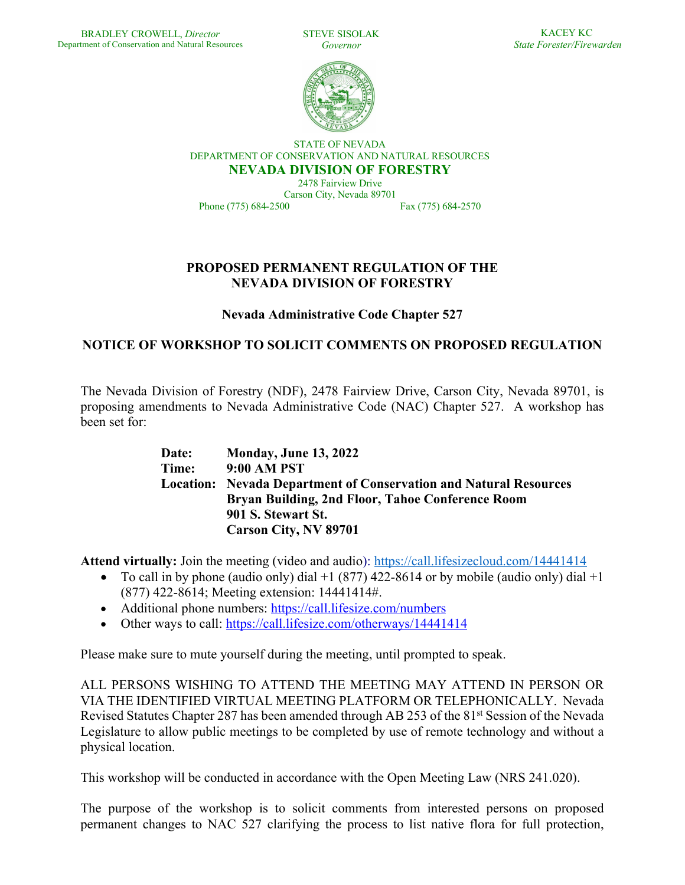BRADLEY CROWELL, *Director*
Department of Conservation and Natural Resources

STEVE SISOLAK
*Governor*

KACEY KC
*State Forester/Firewarden*

STATE OF NEVADA
DEPARTMENT OF CONSERVATION AND NATURAL RESOURCES
**NEVADA DIVISION OF FORESTRY**
2478 Fairview Drive
Carson City, Nevada 89701
Phone (775) 684-2500 Fax (775) 684-2570

# PROPOSED PERMANENT REGULATION OF THE NEVADA DIVISION OF FORESTRY

## Nevada Administrative Code Chapter 527

## NOTICE OF WORKSHOP TO SOLICIT COMMENTS ON PROPOSED REGULATION

The Nevada Division of Forestry (NDF), 2478 Fairview Drive, Carson City, Nevada 89701, is proposing amendments to Nevada Administrative Code (NAC) Chapter 527. A workshop has been set for:

**Date:** **Monday, June 13, 2022**
**Time:** **9:00 AM PST**
**Location:** **Nevada Department of Conservation and Natural Resources**
**Bryan Building, 2nd Floor, Tahoe Conference Room**
**901 S. Stewart St.**
**Carson City, NV 89701**

**Attend virtually:** Join the meeting (video and audio): https://call.lifesizecloud.com/14441414

- To call in by phone (audio only) dial +1 (877) 422-8614 or by mobile (audio only) dial +1 (877) 422-8614; Meeting extension: 14441414#.
- Additional phone numbers: https://call.lifesize.com/numbers
- Other ways to call: https://call.lifesize.com/otherways/14441414

Please make sure to mute yourself during the meeting, until prompted to speak.

ALL PERSONS WISHING TO ATTEND THE MEETING MAY ATTEND IN PERSON OR VIA THE IDENTIFIED VIRTUAL MEETING PLATFORM OR TELEPHONICALLY. Nevada Revised Statutes Chapter 287 has been amended through AB 253 of the 81st Session of the Nevada Legislature to allow public meetings to be completed by use of remote technology and without a physical location.

This workshop will be conducted in accordance with the Open Meeting Law (NRS 241.020).

The purpose of the workshop is to solicit comments from interested persons on proposed permanent changes to NAC 527 clarifying the process to list native flora for full protection,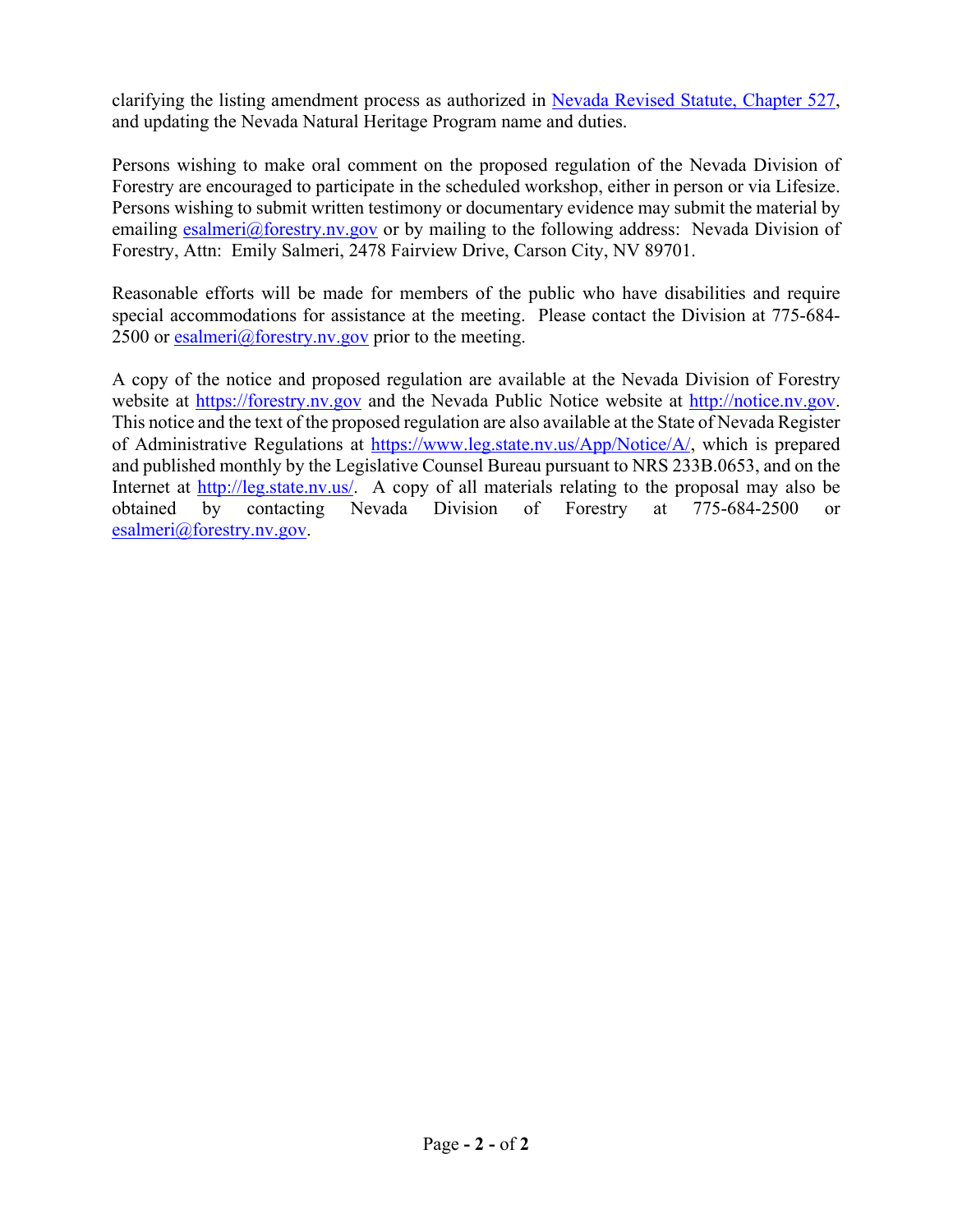clarifying the listing amendment process as authorized in [Nevada Revised Statute, Chapter 527](), and updating the Nevada Natural Heritage Program name and duties.

Persons wishing to make oral comment on the proposed regulation of the Nevada Division of Forestry are encouraged to participate in the scheduled workshop, either in person or via Lifesize. Persons wishing to submit written testimony or documentary evidence may submit the material by emailing esalmeri@forestry.nv.gov or by mailing to the following address: Nevada Division of Forestry, Attn: Emily Salmeri, 2478 Fairview Drive, Carson City, NV 89701.

Reasonable efforts will be made for members of the public who have disabilities and require special accommodations for assistance at the meeting. Please contact the Division at 775-684-2500 or esalmeri@forestry.nv.gov prior to the meeting.

A copy of the notice and proposed regulation are available at the Nevada Division of Forestry website at https://forestry.nv.gov and the Nevada Public Notice website at http://notice.nv.gov. This notice and the text of the proposed regulation are also available at the State of Nevada Register of Administrative Regulations at https://www.leg.state.nv.us/App/Notice/A/, which is prepared and published monthly by the Legislative Counsel Bureau pursuant to NRS 233B.0653, and on the Internet at http://leg.state.nv.us/. A copy of all materials relating to the proposal may also be obtained by contacting Nevada Division of Forestry at 775-684-2500 or esalmeri@forestry.nv.gov.